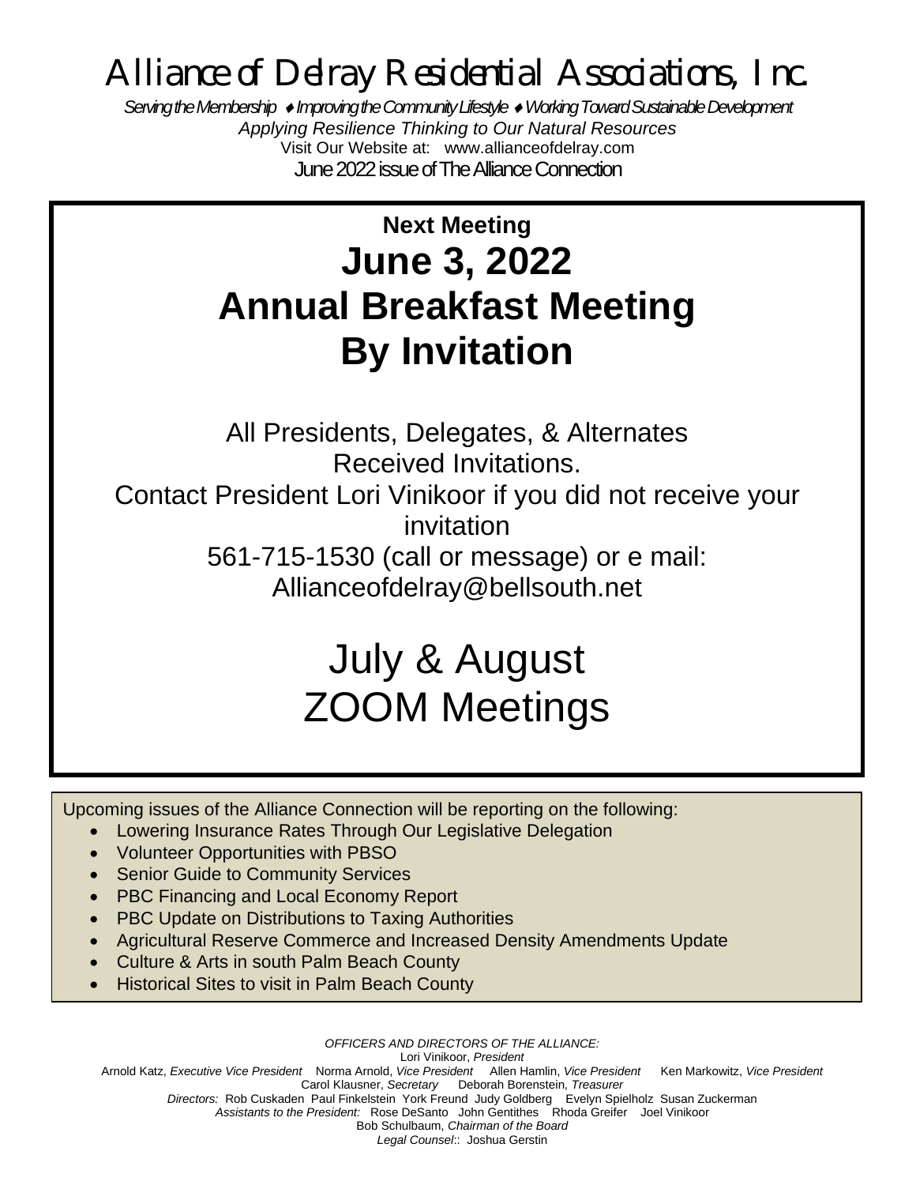# Alliance of Delray Residential Associations, Inc.

*Serving the Membership ♦ Improving the Community Lifestyle ♦ Working Toward Sustainable Development*

*Applying Resilience Thinking to Our Natural Resources*

Visit Our Website at: www.allianceofdelray.com

June 2022 issue of The Alliance Connection

---

**Next Meeting**

## June 3, 2022
## Annual Breakfast Meeting
## By Invitation

All Presidents, Delegates, & Alternates Received Invitations.

Contact President Lori Vinikoor if you did not receive your invitation

561-715-1530 (call or message) or e mail: Allianceofdelray@bellsouth.net

July & August ZOOM Meetings

---

Upcoming issues of the Alliance Connection will be reporting on the following:

- Lowering Insurance Rates Through Our Legislative Delegation
- Volunteer Opportunities with PBSO
- Senior Guide to Community Services
- PBC Financing and Local Economy Report
- PBC Update on Distributions to Taxing Authorities
- Agricultural Reserve Commerce and Increased Density Amendments Update
- Culture & Arts in south Palm Beach County
- Historical Sites to visit in Palm Beach County

---

*OFFICERS AND DIRECTORS OF THE ALLIANCE:*

Lori Vinikoor, *President*

Arnold Katz, *Executive Vice President* Norma Arnold, *Vice President* Allen Hamlin, *Vice President* Ken Markowitz, *Vice President*

Carol Klausner, *Secretary* Deborah Borenstein, *Treasurer*

*Directors:* Rob Cuskaden Paul Finkelstein York Freund Judy Goldberg Evelyn Spielholz Susan Zuckerman

*Assistants to the President:* Rose DeSanto John Gentithes Rhoda Greifer Joel Vinikoor

Bob Schulbaum, *Chairman of the Board*

*Legal Counsel*:: Joshua Gerstin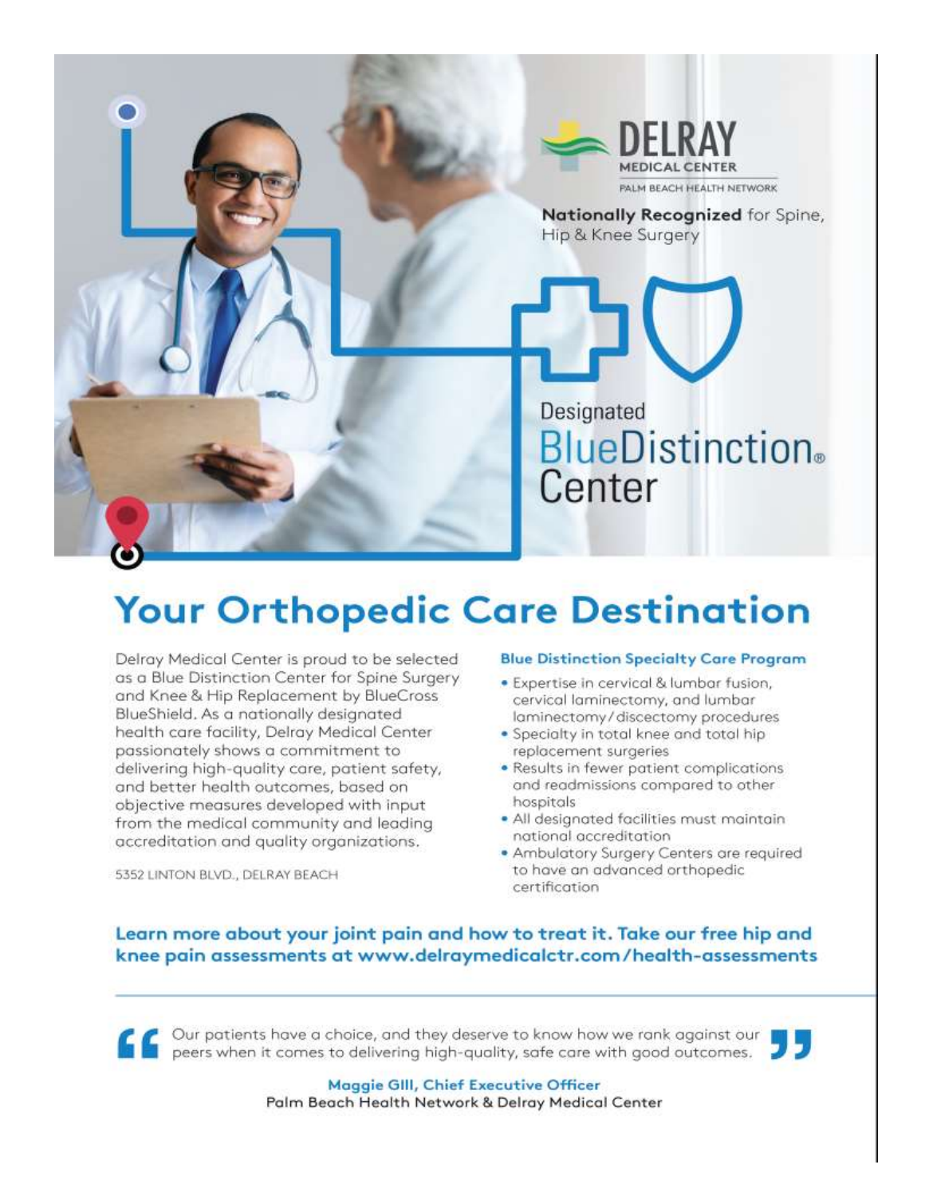DELRAY
MEDICAL CENTER
PALM BEACH HEALTH NETWORK

**Nationally Recognized** for Spine, Hip & Knee Surgery

Designated
BlueDistinction® Center

# Your Orthopedic Care Destination

Delray Medical Center is proud to be selected as a Blue Distinction Center for Spine Surgery and Knee & Hip Replacement by BlueCross BlueShield. As a nationally designated health care facility, Delray Medical Center passionately shows a commitment to delivering high-quality care, patient safety, and better health outcomes, based on objective measures developed with input from the medical community and leading accreditation and quality organizations.

5352 LINTON BLVD., DELRAY BEACH

### Blue Distinction Specialty Care Program

- Expertise in cervical & lumbar fusion, cervical laminectomy, and lumbar laminectomy/discectomy procedures
- Specialty in total knee and total hip replacement surgeries
- Results in fewer patient complications and readmissions compared to other hospitals
- All designated facilities must maintain national accreditation
- Ambulatory Surgery Centers are required to have an advanced orthopedic certification

**Learn more about your joint pain and how to treat it. Take our free hip and knee pain assessments at www.delraymedicalctr.com/health-assessments**

---

> "Our patients have a choice, and they deserve to know how we rank against our peers when it comes to delivering high-quality, safe care with good outcomes."

**Maggie Gill, Chief Executive Officer**
Palm Beach Health Network & Delray Medical Center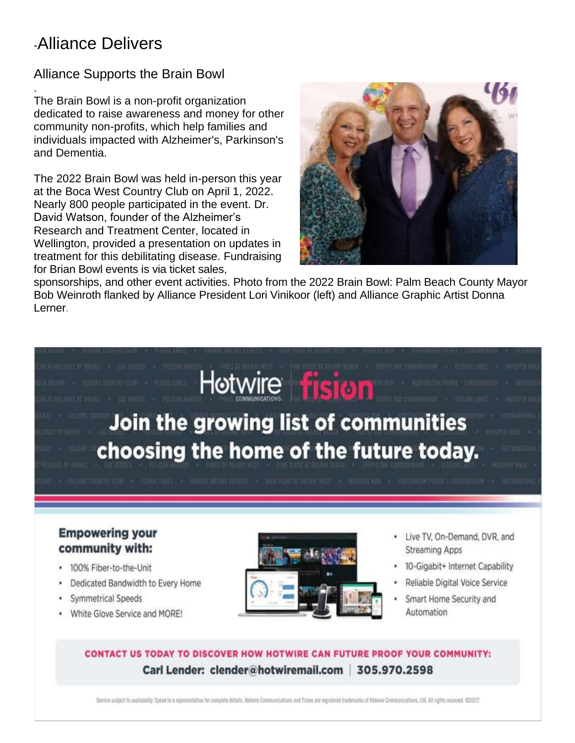# -Alliance Delivers

## Alliance Supports the Brain Bowl

.

The Brain Bowl is a non-profit organization dedicated to raise awareness and money for other community non-profits, which help families and individuals impacted with Alzheimer's, Parkinson's and Dementia.

The 2022 Brain Bowl was held in-person this year at the Boca West Country Club on April 1, 2022. Nearly 800 people participated in the event. Dr. David Watson, founder of the Alzheimer's Research and Treatment Center, located in Wellington, provided a presentation on updates in treatment for this debilitating disease. Fundraising for Brian Bowl events is via ticket sales, sponsorships, and other event activities. Photo from the 2022 Brain Bowl: Palm Beach County Mayor Bob Weinroth flanked by Alliance President Lori Vinikoor (left) and Alliance Graphic Artist Donna Lerner.

Hotwire COMMUNICATIONS | fision

**Join the growing list of communities choosing the home of the future today.**

**Empowering your community with:**

- 100% Fiber-to-the-Unit
- Dedicated Bandwidth to Every Home
- Symmetrical Speeds
- White Glove Service and MORE!

- Live TV, On-Demand, DVR, and Streaming Apps
- 10-Gigabit+ Internet Capability
- Reliable Digital Voice Service
- Smart Home Security and Automation

**CONTACT US TODAY TO DISCOVER HOW HOTWIRE CAN FUTURE PROOF YOUR COMMUNITY:**

**Carl Lender: clender@hotwiremail.com | 305.970.2598**

Service subject to availability. Speak to a representative for complete details. Hotwire Communications and Fision are registered trademarks of Hotwire Communications, Ltd. All rights reserved. ©2022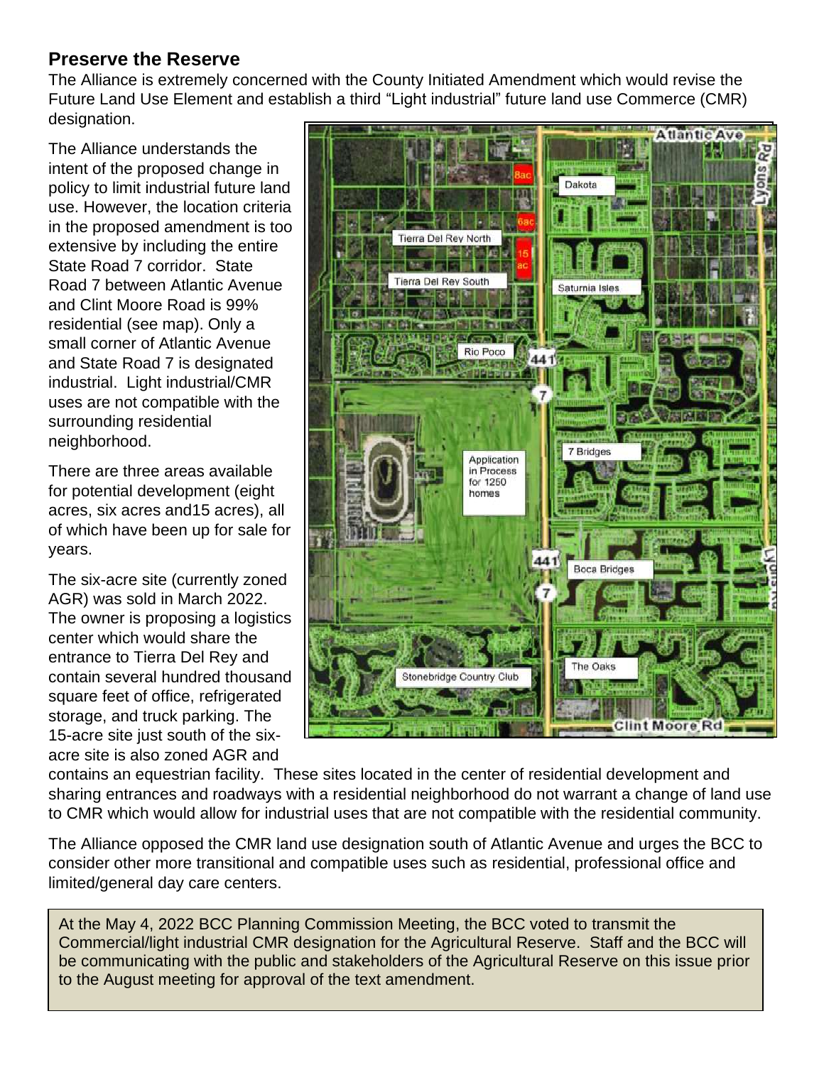## Preserve the Reserve

The Alliance is extremely concerned with the County Initiated Amendment which would revise the Future Land Use Element and establish a third "Light industrial" future land use Commerce (CMR) designation.

The Alliance understands the intent of the proposed change in policy to limit industrial future land use. However, the location criteria in the proposed amendment is too extensive by including the entire State Road 7 corridor. State Road 7 between Atlantic Avenue and Clint Moore Road is 99% residential (see map). Only a small corner of Atlantic Avenue and State Road 7 is designated industrial. Light industrial/CMR uses are not compatible with the surrounding residential neighborhood.

There are three areas available for potential development (eight acres, six acres and15 acres), all of which have been up for sale for years.

The six-acre site (currently zoned AGR) was sold in March 2022. The owner is proposing a logistics center which would share the entrance to Tierra Del Rey and contain several hundred thousand square feet of office, refrigerated storage, and truck parking. The 15-acre site just south of the six-acre site is also zoned AGR and contains an equestrian facility. These sites located in the center of residential development and sharing entrances and roadways with a residential neighborhood do not warrant a change of land use to CMR which would allow for industrial uses that are not compatible with the residential community.

The Alliance opposed the CMR land use designation south of Atlantic Avenue and urges the BCC to consider other more transitional and compatible uses such as residential, professional office and limited/general day care centers.

At the May 4, 2022 BCC Planning Commission Meeting, the BCC voted to transmit the Commercial/light industrial CMR designation for the Agricultural Reserve. Staff and the BCC will be communicating with the public and stakeholders of the Agricultural Reserve on this issue prior to the August meeting for approval of the text amendment.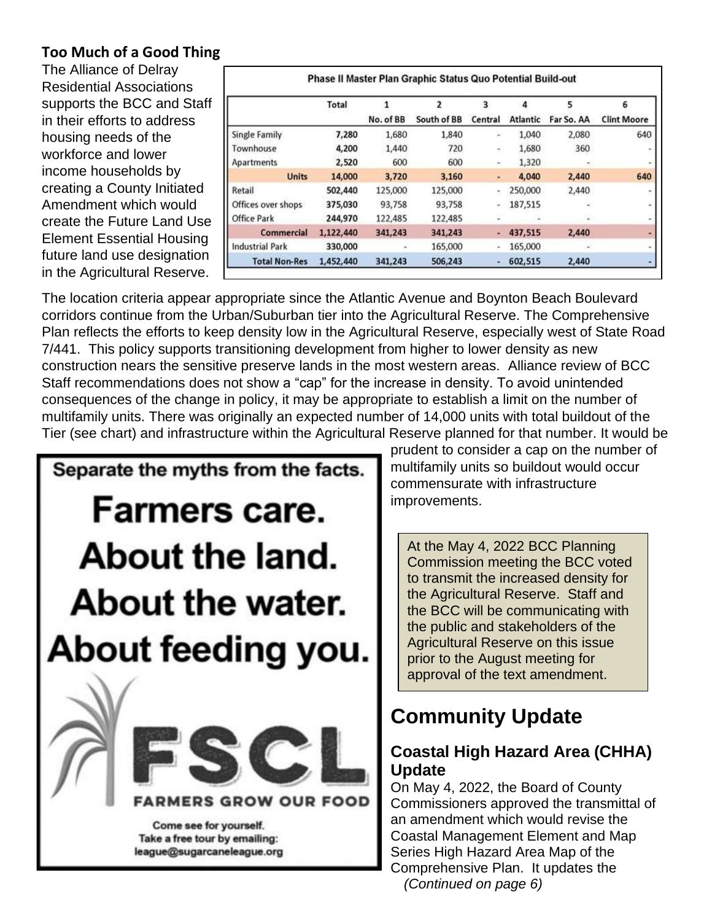### Too Much of a Good Thing

The Alliance of Delray Residential Associations supports the BCC and Staff in their efforts to address housing needs of the workforce and lower income households by creating a County Initiated Amendment which would create the Future Land Use Element Essential Housing future land use designation in the Agricultural Reserve.

**Phase II Master Plan Graphic Status Quo Potential Build-out**

| | Total | 1 No. of BB | 2 South of BB | 3 Central | 4 Atlantic | 5 Far So. AA | 6 Clint Moore |
|---|---|---|---|---|---|---|---|
| Single Family | 7,280 | 1,680 | 1,840 | - | 1,040 | 2,080 | 640 |
| Townhouse | 4,200 | 1,440 | 720 | - | 1,680 | 360 | - |
| Apartments | 2,520 | 600 | 600 | - | 1,320 | - | - |
| **Units** | **14,000** | **3,720** | **3,160** | **-** | **4,040** | **2,440** | **640** |
| Retail | 502,440 | 125,000 | 125,000 | - | 250,000 | 2,440 | - |
| Offices over shops | 375,030 | 93,758 | 93,758 | - | 187,515 | - | - |
| Office Park | 244,970 | 122,485 | 122,485 | - | - | - | - |
| **Commercial** | **1,122,440** | **341,243** | **341,243** | **-** | **437,515** | **2,440** | **-** |
| Industrial Park | 330,000 | - | 165,000 | - | 165,000 | - | - |
| **Total Non-Res** | **1,452,440** | **341,243** | **506,243** | **-** | **602,515** | **2,440** | **-** |

The location criteria appear appropriate since the Atlantic Avenue and Boynton Beach Boulevard corridors continue from the Urban/Suburban tier into the Agricultural Reserve. The Comprehensive Plan reflects the efforts to keep density low in the Agricultural Reserve, especially west of State Road 7/441. This policy supports transitioning development from higher to lower density as new construction nears the sensitive preserve lands in the most western areas. Alliance review of BCC Staff recommendations does not show a "cap" for the increase in density. To avoid unintended consequences of the change in policy, it may be appropriate to establish a limit on the number of multifamily units. There was originally an expected number of 14,000 units with total buildout of the Tier (see chart) and infrastructure within the Agricultural Reserve planned for that number. It would be prudent to consider a cap on the number of multifamily units so buildout would occur commensurate with infrastructure improvements.

Separate the myths from the facts.

**Farmers care. About the land. About the water. About feeding you.**

FSCL
FARMERS GROW OUR FOOD

Come see for yourself.
Take a free tour by emailing:
league@sugarcaneleague.org

> At the May 4, 2022 BCC Planning Commission meeting the BCC voted to transmit the increased density for the Agricultural Reserve. Staff and the BCC will be communicating with the public and stakeholders of the Agricultural Reserve on this issue prior to the August meeting for approval of the text amendment.

## Community Update

### Coastal High Hazard Area (CHHA) Update

On May 4, 2022, the Board of County Commissioners approved the transmittal of an amendment which would revise the Coastal Management Element and Map Series High Hazard Area Map of the Comprehensive Plan. It updates the

*(Continued on page 6)*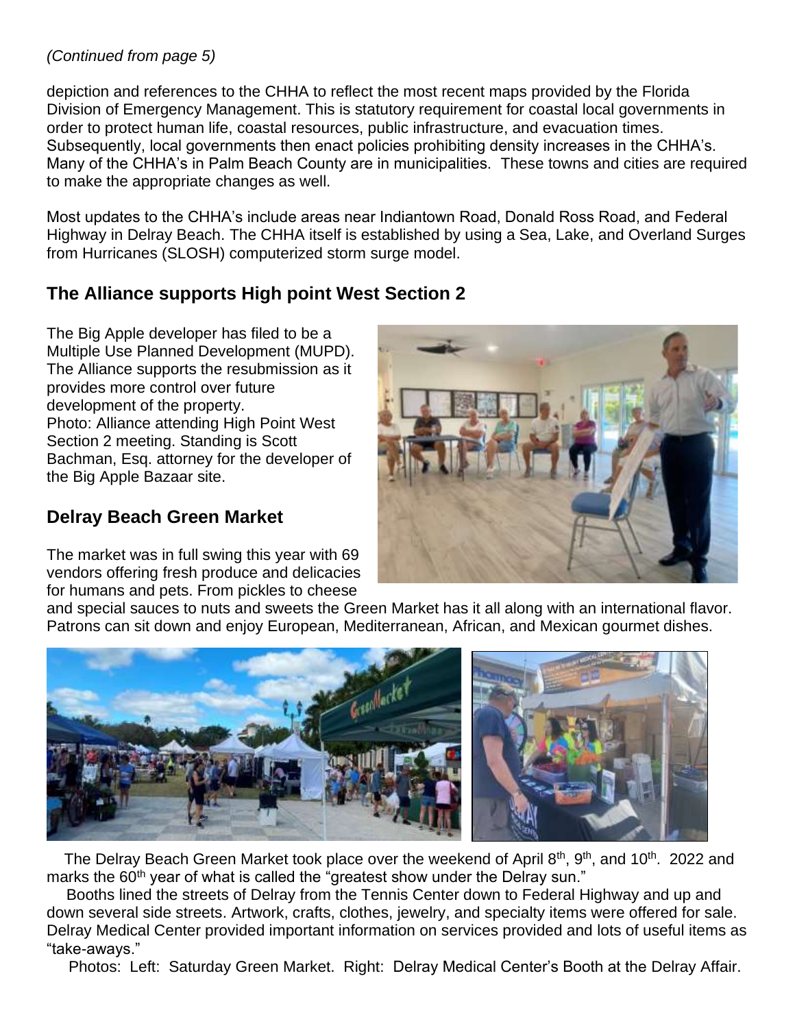*(Continued from page 5)*

depiction and references to the CHHA to reflect the most recent maps provided by the Florida Division of Emergency Management. This is statutory requirement for coastal local governments in order to protect human life, coastal resources, public infrastructure, and evacuation times. Subsequently, local governments then enact policies prohibiting density increases in the CHHA's. Many of the CHHA's in Palm Beach County are in municipalities. These towns and cities are required to make the appropriate changes as well.

Most updates to the CHHA's include areas near Indiantown Road, Donald Ross Road, and Federal Highway in Delray Beach. The CHHA itself is established by using a Sea, Lake, and Overland Surges from Hurricanes (SLOSH) computerized storm surge model.

## The Alliance supports High point West Section 2

The Big Apple developer has filed to be a Multiple Use Planned Development (MUPD). The Alliance supports the resubmission as it provides more control over future development of the property.
Photo: Alliance attending High Point West Section 2 meeting. Standing is Scott Bachman, Esq. attorney for the developer of the Big Apple Bazaar site.

## Delray Beach Green Market

The market was in full swing this year with 69 vendors offering fresh produce and delicacies for humans and pets. From pickles to cheese and special sauces to nuts and sweets the Green Market has it all along with an international flavor. Patrons can sit down and enjoy European, Mediterranean, African, and Mexican gourmet dishes.

The Delray Beach Green Market took place over the weekend of April 8th, 9th, and 10th. 2022 and marks the 60th year of what is called the "greatest show under the Delray sun."

Booths lined the streets of Delray from the Tennis Center down to Federal Highway and up and down several side streets. Artwork, crafts, clothes, jewelry, and specialty items were offered for sale. Delray Medical Center provided important information on services provided and lots of useful items as "take-aways."

Photos: Left: Saturday Green Market. Right: Delray Medical Center's Booth at the Delray Affair.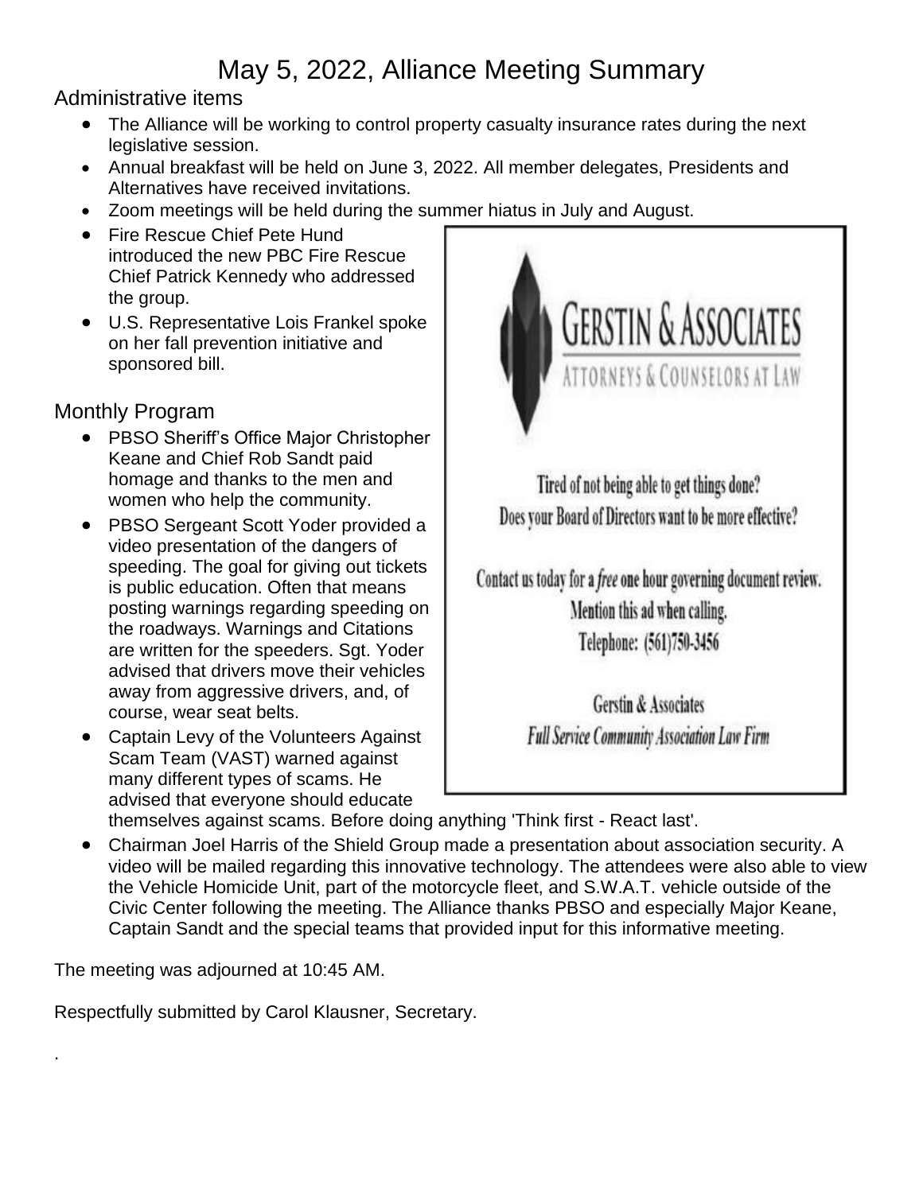# May 5, 2022, Alliance Meeting Summary

## Administrative items

- The Alliance will be working to control property casualty insurance rates during the next legislative session.
- Annual breakfast will be held on June 3, 2022. All member delegates, Presidents and Alternatives have received invitations.
- Zoom meetings will be held during the summer hiatus in July and August.
- Fire Rescue Chief Pete Hund introduced the new PBC Fire Rescue Chief Patrick Kennedy who addressed the group.
- U.S. Representative Lois Frankel spoke on her fall prevention initiative and sponsored bill.

## Monthly Program

- PBSO Sheriff's Office Major Christopher Keane and Chief Rob Sandt paid homage and thanks to the men and women who help the community.
- PBSO Sergeant Scott Yoder provided a video presentation of the dangers of speeding. The goal for giving out tickets is public education. Often that means posting warnings regarding speeding on the roadways. Warnings and Citations are written for the speeders. Sgt. Yoder advised that drivers move their vehicles away from aggressive drivers, and, of course, wear seat belts.
- Captain Levy of the Volunteers Against Scam Team (VAST) warned against many different types of scams. He advised that everyone should educate themselves against scams. Before doing anything 'Think first - React last'.
- Chairman Joel Harris of the Shield Group made a presentation about association security. A video will be mailed regarding this innovative technology. The attendees were also able to view the Vehicle Homicide Unit, part of the motorcycle fleet, and S.W.A.T. vehicle outside of the Civic Center following the meeting. The Alliance thanks PBSO and especially Major Keane, Captain Sandt and the special teams that provided input for this informative meeting.

GERSTIN & ASSOCIATES
ATTORNEYS & COUNSELORS AT LAW

Tired of not being able to get things done?
Does your Board of Directors want to be more effective?

Contact us today for a *free* one hour governing document review.
Mention this ad when calling.
Telephone: (561)750-3456

Gerstin & Associates
*Full Service Community Association Law Firm*

The meeting was adjourned at 10:45 AM.

Respectfully submitted by Carol Klausner, Secretary.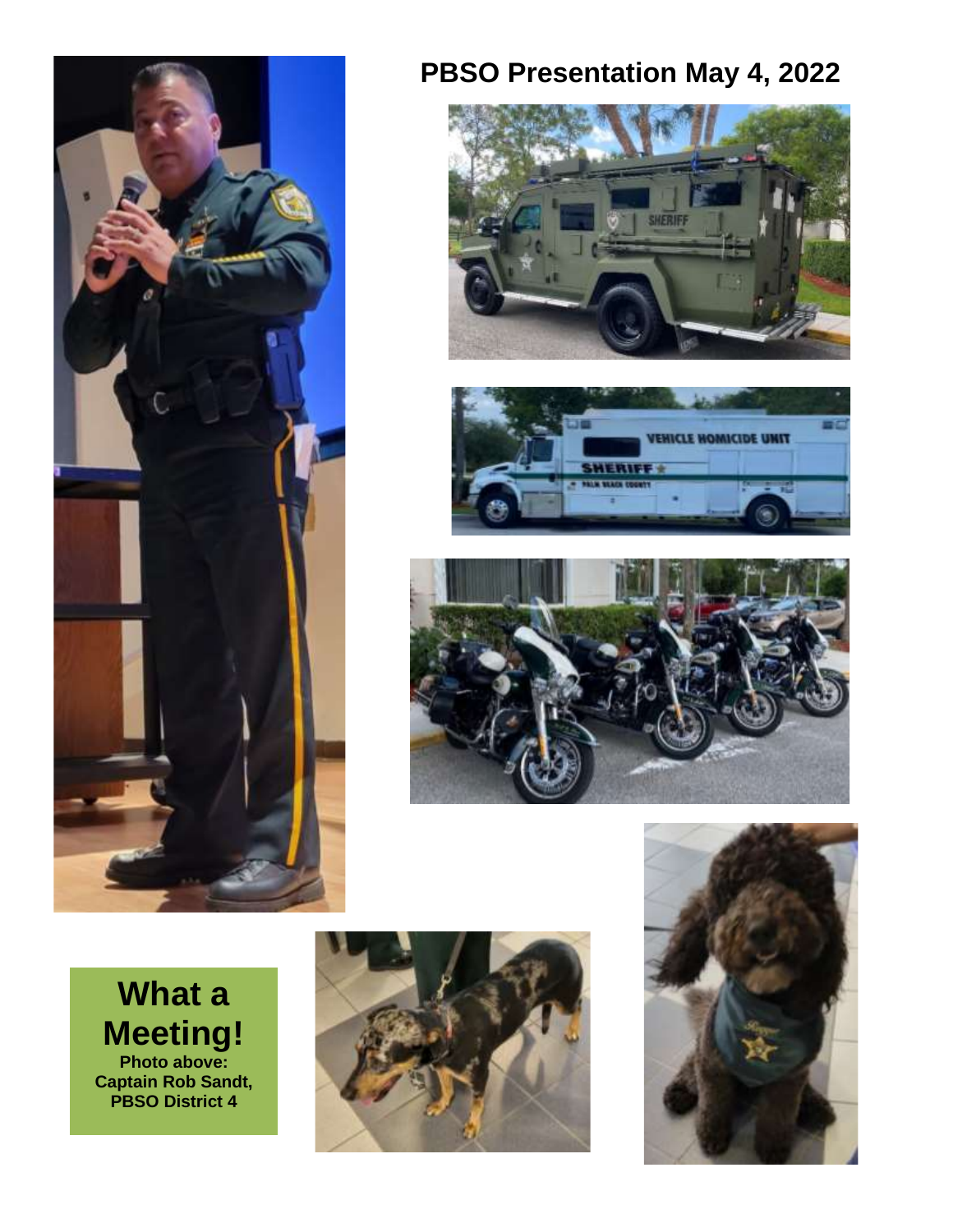# PBSO Presentation May 4, 2022

**What a Meeting!**

**Photo above: Captain Rob Sandt, PBSO District 4**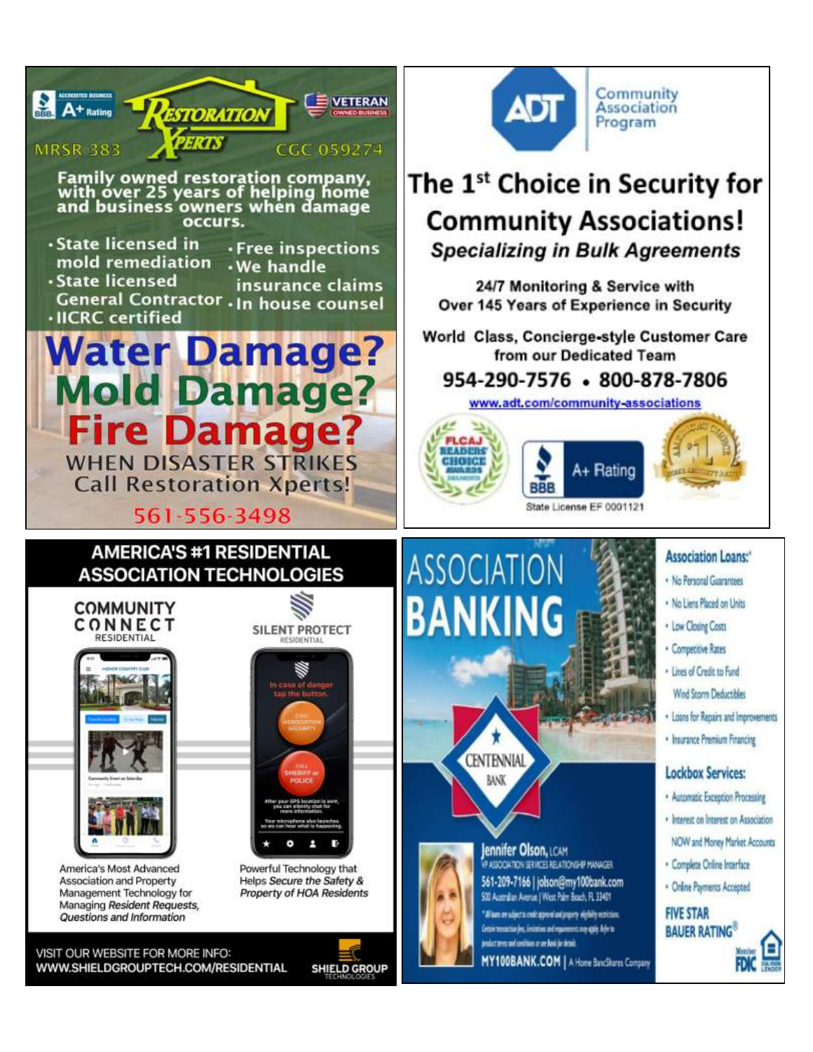Accredited Business BBB A+ Rating

# Restoration Xperts

Veteran Owned Business

MRSR 383 CGC 059274

Family owned restoration company, with over 25 years of helping home and business owners when damage occurs.

- State licensed in mold remediation
- State licensed General Contractor
- IICRC certified
- Free inspections
- We handle insurance claims
- In house counsel

## Water Damage?
## Mold Damage?
## Fire Damage?

WHEN DISASTER STRIKES
Call Restoration Xperts!

561-556-3498

---

ADT Community Association Program

## The 1st Choice in Security for Community Associations!

***Specializing in Bulk Agreements***

24/7 Monitoring & Service with
Over 145 Years of Experience in Security

World Class, Concierge-style Customer Care
from our Dedicated Team

**954-290-7576 • 800-878-7806**

www.adt.com/community-associations

FLCAJ Readers' Choice Awards Diamond

BBB A+ Rating

State License EF 0001121

---

## AMERICA'S #1 RESIDENTIAL ASSOCIATION TECHNOLOGIES

**COMMUNITY CONNECT** RESIDENTIAL

America's Most Advanced Association and Property Management Technology for Managing *Resident Requests, Questions and Information*

**SILENT PROTECT** RESIDENTIAL

Powerful Technology that Helps *Secure the Safety & Property of HOA Residents*

VISIT OUR WEBSITE FOR MORE INFO:
WWW.SHIELDGROUPTECH.COM/RESIDENTIAL

SHIELD GROUP TECHNOLOGIES

---

## ASSOCIATION BANKING

CENTENNIAL BANK

**Association Loans:***

- No Personal Guarantees
- No Liens Placed on Units
- Low Closing Costs
- Competitive Rates
- Lines of Credit to Fund Wind Storm Deductibles
- Loans for Repairs and Improvements
- Insurance Premium Financing

**Lockbox Services:**

- Automatic Exception Processing
- Interest on Interest on Association NOW and Money Market Accounts
- Complete Online Interface
- Online Payments Accepted

FIVE STAR BAUER RATING®

**Jennifer Olson**, LCAM
VP ASSOCIATION SERVICES RELATIONSHIP MANAGER
561-209-7166 | jolson@my100bank.com
500 Australian Avenue | West Palm Beach, FL 33401

*All loans are subject to credit approval and property eligibility restrictions. Certain transaction fees, limitations and requirements may apply. Refer to product terms and conditions or see bank for details.

MY100BANK.COM | A Home BancShares Company

Member FDIC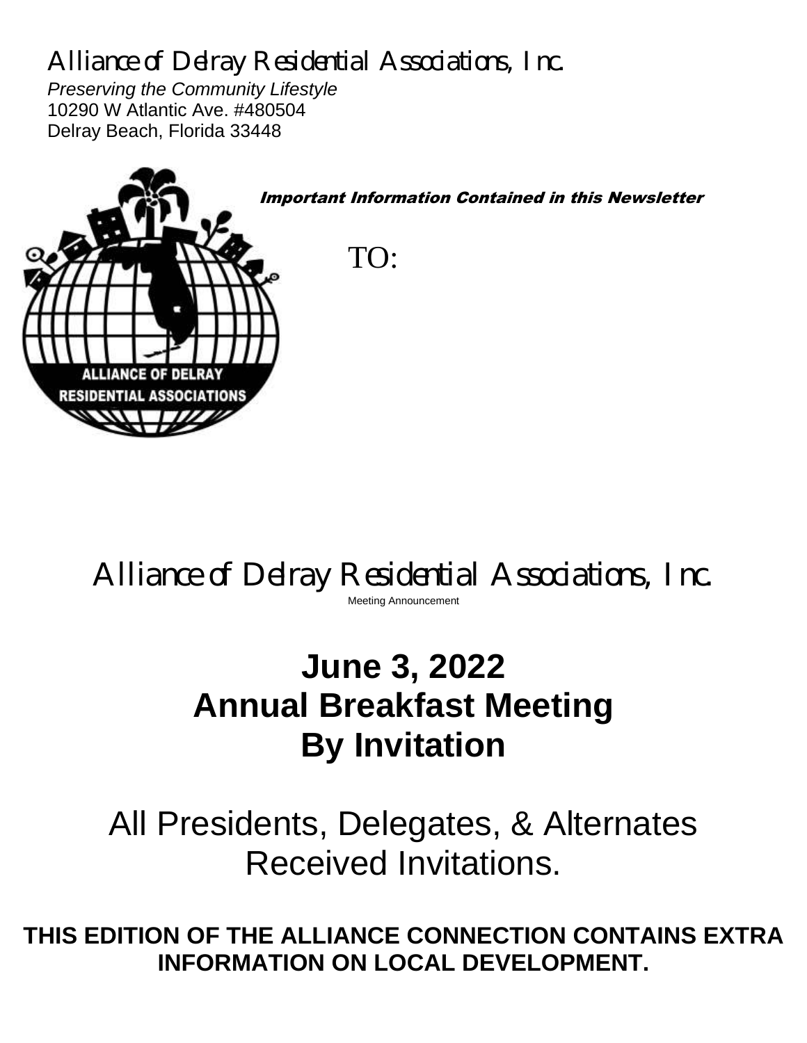Alliance of Delray Residential Associations, Inc.

*Preserving the Community Lifestyle*
10290 W Atlantic Ave. #480504
Delray Beach, Florida 33448

ALLIANCE OF DELRAY RESIDENTIAL ASSOCIATIONS

***Important Information Contained in this Newsletter***

TO:

# Alliance of Delray Residential Associations, Inc.

Meeting Announcement

## June 3, 2022
## Annual Breakfast Meeting
## By Invitation

All Presidents, Delegates, & Alternates Received Invitations.

**THIS EDITION OF THE ALLIANCE CONNECTION CONTAINS EXTRA INFORMATION ON LOCAL DEVELOPMENT.**